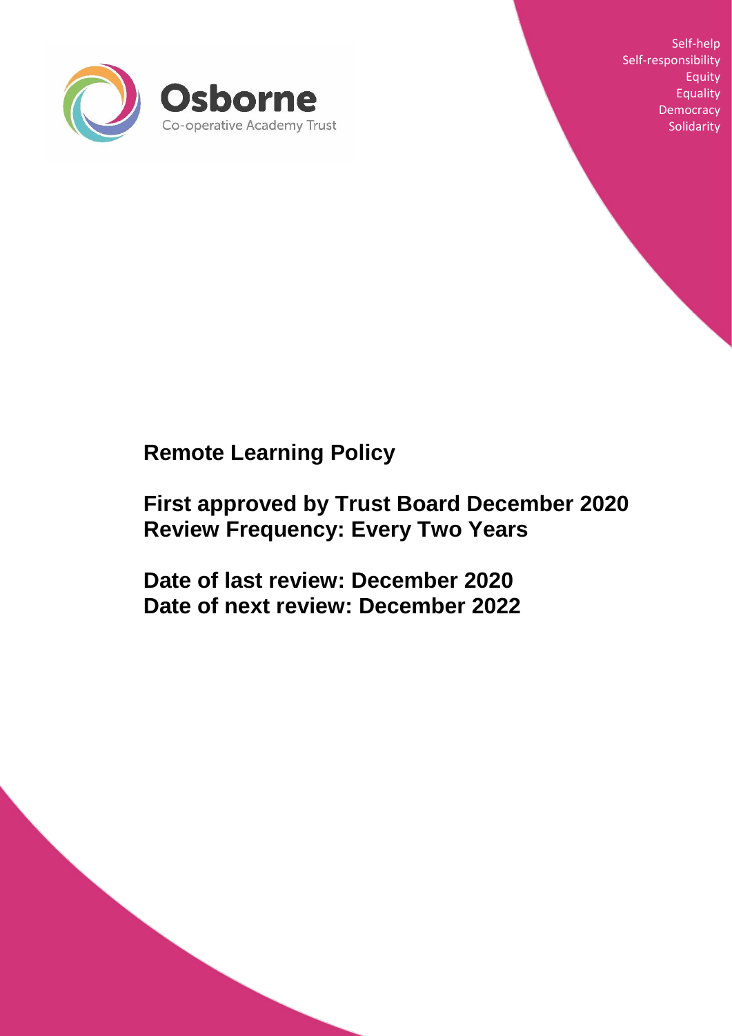Osborne

Co-operative Academy Trust

Self-help
Self-responsibility
Equity
Equality
Democracy
Solidarity

# Remote Learning Policy

## First approved by Trust Board December 2020
## Review Frequency: Every Two Years

## Date of last review: December 2020
## Date of next review: December 2022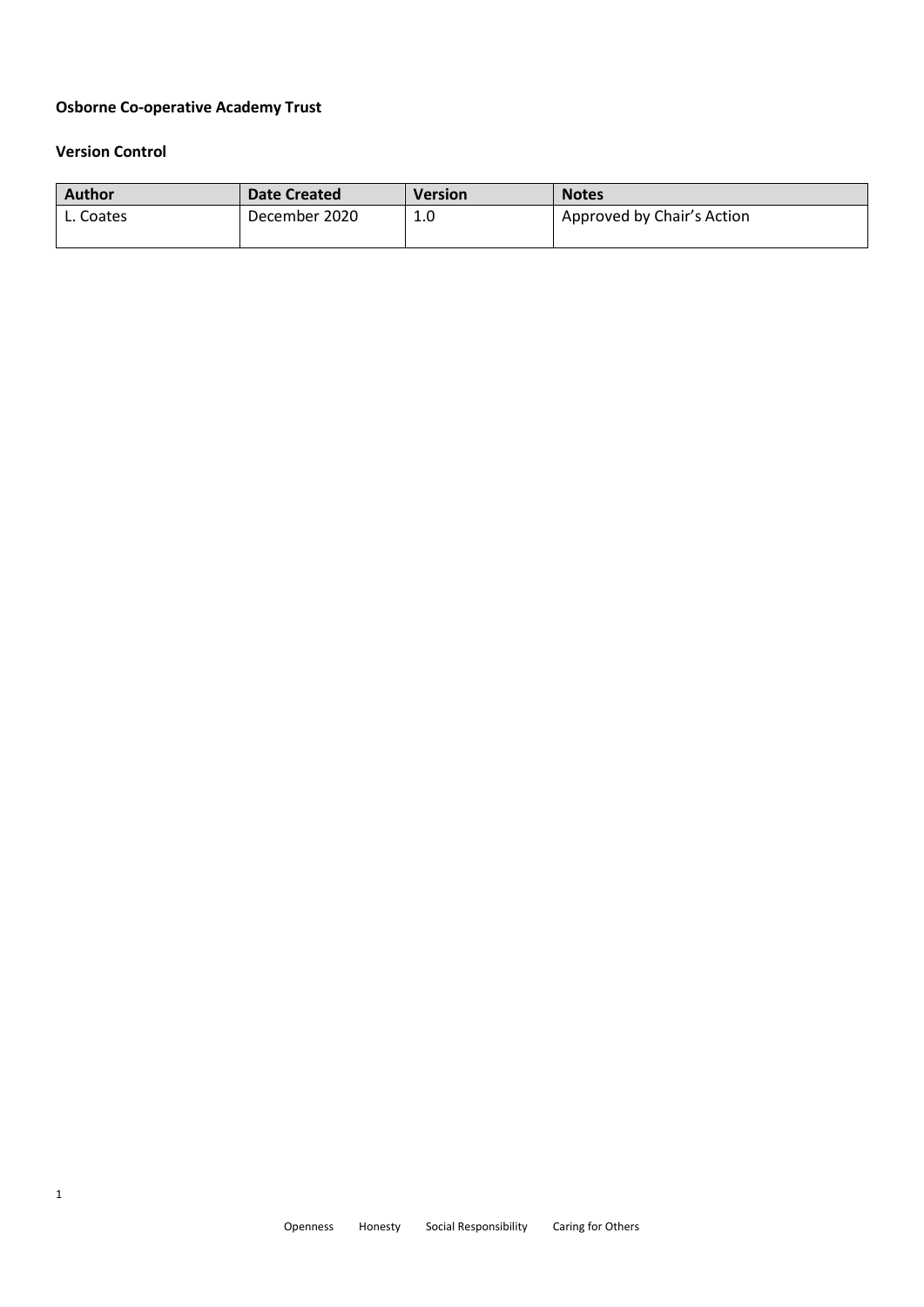**Osborne Co-operative Academy Trust**

**Version Control**

| Author | Date Created | Version | Notes |
|---|---|---|---|
| L. Coates | December 2020 | 1.0 | Approved by Chair's Action |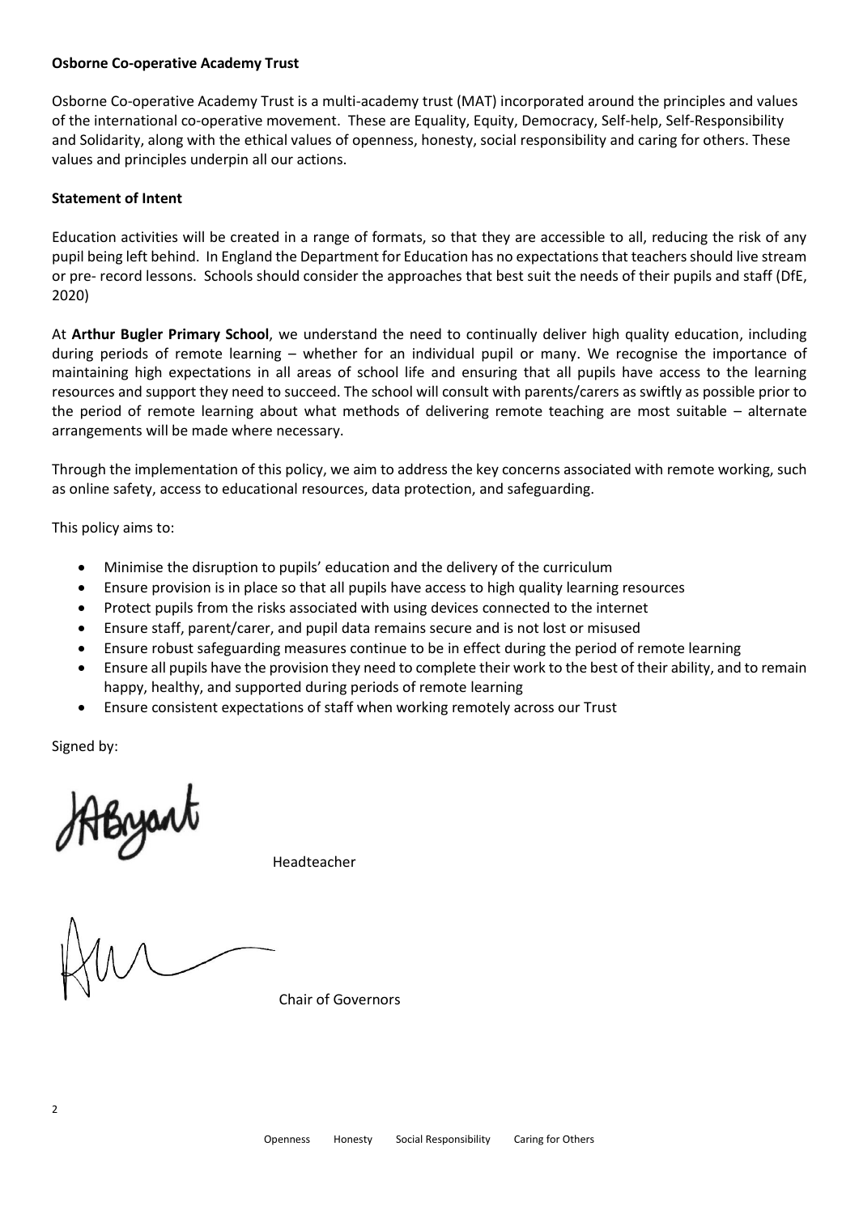**Osborne Co-operative Academy Trust**

Osborne Co-operative Academy Trust is a multi-academy trust (MAT) incorporated around the principles and values of the international co-operative movement. These are Equality, Equity, Democracy, Self-help, Self-Responsibility and Solidarity, along with the ethical values of openness, honesty, social responsibility and caring for others. These values and principles underpin all our actions.

**Statement of Intent**

Education activities will be created in a range of formats, so that they are accessible to all, reducing the risk of any pupil being left behind. In England the Department for Education has no expectations that teachers should live stream or pre- record lessons. Schools should consider the approaches that best suit the needs of their pupils and staff (DfE, 2020)

At **Arthur Bugler Primary School**, we understand the need to continually deliver high quality education, including during periods of remote learning – whether for an individual pupil or many. We recognise the importance of maintaining high expectations in all areas of school life and ensuring that all pupils have access to the learning resources and support they need to succeed. The school will consult with parents/carers as swiftly as possible prior to the period of remote learning about what methods of delivering remote teaching are most suitable – alternate arrangements will be made where necessary.

Through the implementation of this policy, we aim to address the key concerns associated with remote working, such as online safety, access to educational resources, data protection, and safeguarding.

This policy aims to:

- Minimise the disruption to pupils' education and the delivery of the curriculum
- Ensure provision is in place so that all pupils have access to high quality learning resources
- Protect pupils from the risks associated with using devices connected to the internet
- Ensure staff, parent/carer, and pupil data remains secure and is not lost or misused
- Ensure robust safeguarding measures continue to be in effect during the period of remote learning
- Ensure all pupils have the provision they need to complete their work to the best of their ability, and to remain happy, healthy, and supported during periods of remote learning
- Ensure consistent expectations of staff when working remotely across our Trust

Signed by:

JABryant

Headteacher

Chair of Governors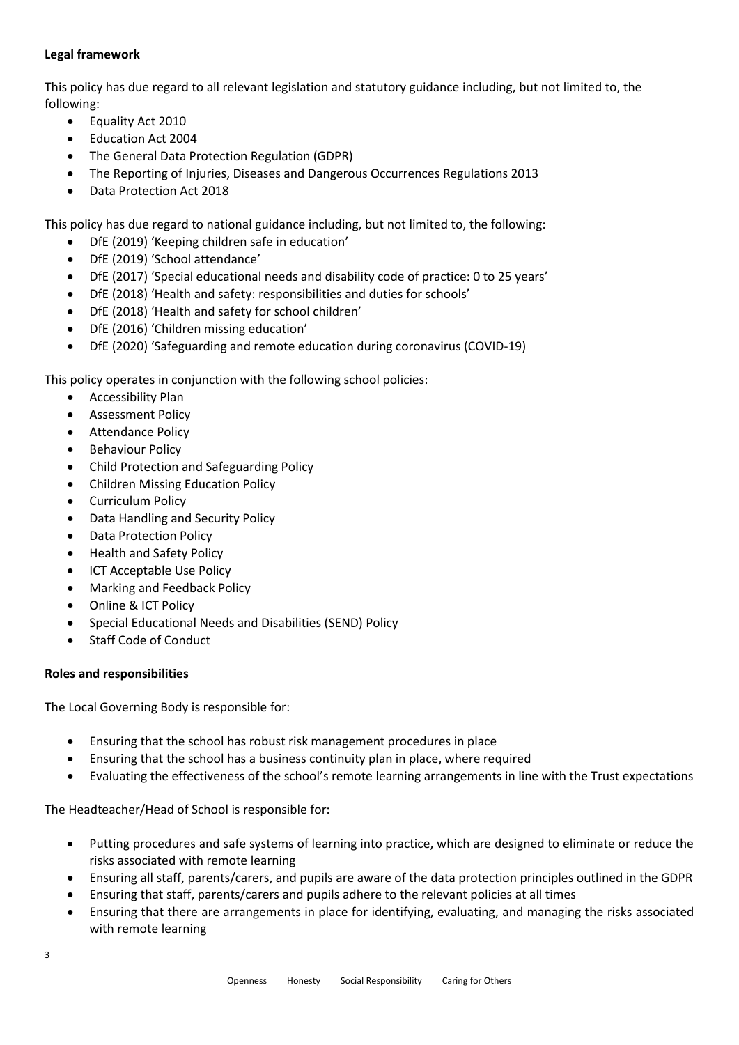**Legal framework**

This policy has due regard to all relevant legislation and statutory guidance including, but not limited to, the following:

- Equality Act 2010
- Education Act 2004
- The General Data Protection Regulation (GDPR)
- The Reporting of Injuries, Diseases and Dangerous Occurrences Regulations 2013
- Data Protection Act 2018

This policy has due regard to national guidance including, but not limited to, the following:

- DfE (2019) 'Keeping children safe in education'
- DfE (2019) 'School attendance'
- DfE (2017) 'Special educational needs and disability code of practice: 0 to 25 years'
- DfE (2018) 'Health and safety: responsibilities and duties for schools'
- DfE (2018) 'Health and safety for school children'
- DfE (2016) 'Children missing education'
- DfE (2020) 'Safeguarding and remote education during coronavirus (COVID-19)

This policy operates in conjunction with the following school policies:

- Accessibility Plan
- Assessment Policy
- Attendance Policy
- Behaviour Policy
- Child Protection and Safeguarding Policy
- Children Missing Education Policy
- Curriculum Policy
- Data Handling and Security Policy
- Data Protection Policy
- Health and Safety Policy
- ICT Acceptable Use Policy
- Marking and Feedback Policy
- Online & ICT Policy
- Special Educational Needs and Disabilities (SEND) Policy
- Staff Code of Conduct

**Roles and responsibilities**

The Local Governing Body is responsible for:

- Ensuring that the school has robust risk management procedures in place
- Ensuring that the school has a business continuity plan in place, where required
- Evaluating the effectiveness of the school's remote learning arrangements in line with the Trust expectations

The Headteacher/Head of School is responsible for:

- Putting procedures and safe systems of learning into practice, which are designed to eliminate or reduce the risks associated with remote learning
- Ensuring all staff, parents/carers, and pupils are aware of the data protection principles outlined in the GDPR
- Ensuring that staff, parents/carers and pupils adhere to the relevant policies at all times
- Ensuring that there are arrangements in place for identifying, evaluating, and managing the risks associated with remote learning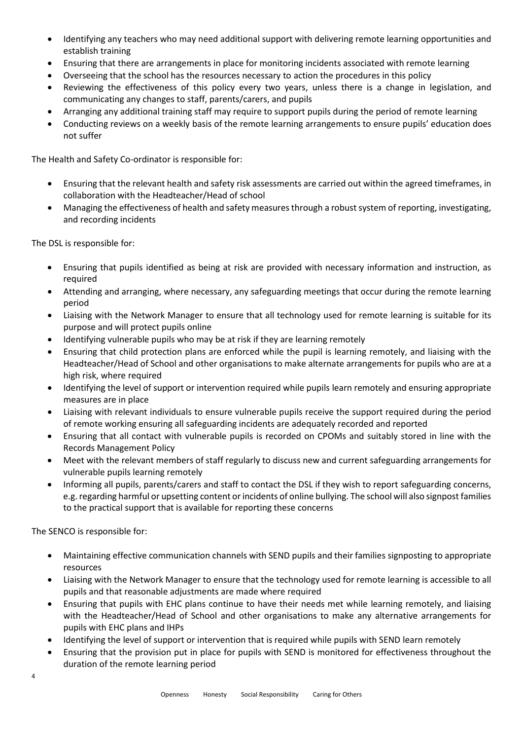- Identifying any teachers who may need additional support with delivering remote learning opportunities and establish training
- Ensuring that there are arrangements in place for monitoring incidents associated with remote learning
- Overseeing that the school has the resources necessary to action the procedures in this policy
- Reviewing the effectiveness of this policy every two years, unless there is a change in legislation, and communicating any changes to staff, parents/carers, and pupils
- Arranging any additional training staff may require to support pupils during the period of remote learning
- Conducting reviews on a weekly basis of the remote learning arrangements to ensure pupils' education does not suffer

The Health and Safety Co-ordinator is responsible for:

- Ensuring that the relevant health and safety risk assessments are carried out within the agreed timeframes, in collaboration with the Headteacher/Head of school
- Managing the effectiveness of health and safety measures through a robust system of reporting, investigating, and recording incidents

The DSL is responsible for:

- Ensuring that pupils identified as being at risk are provided with necessary information and instruction, as required
- Attending and arranging, where necessary, any safeguarding meetings that occur during the remote learning period
- Liaising with the Network Manager to ensure that all technology used for remote learning is suitable for its purpose and will protect pupils online
- Identifying vulnerable pupils who may be at risk if they are learning remotely
- Ensuring that child protection plans are enforced while the pupil is learning remotely, and liaising with the Headteacher/Head of School and other organisations to make alternate arrangements for pupils who are at a high risk, where required
- Identifying the level of support or intervention required while pupils learn remotely and ensuring appropriate measures are in place
- Liaising with relevant individuals to ensure vulnerable pupils receive the support required during the period of remote working ensuring all safeguarding incidents are adequately recorded and reported
- Ensuring that all contact with vulnerable pupils is recorded on CPOMs and suitably stored in line with the Records Management Policy
- Meet with the relevant members of staff regularly to discuss new and current safeguarding arrangements for vulnerable pupils learning remotely
- Informing all pupils, parents/carers and staff to contact the DSL if they wish to report safeguarding concerns, e.g. regarding harmful or upsetting content or incidents of online bullying. The school will also signpost families to the practical support that is available for reporting these concerns

The SENCO is responsible for:

- Maintaining effective communication channels with SEND pupils and their families signposting to appropriate resources
- Liaising with the Network Manager to ensure that the technology used for remote learning is accessible to all pupils and that reasonable adjustments are made where required
- Ensuring that pupils with EHC plans continue to have their needs met while learning remotely, and liaising with the Headteacher/Head of School and other organisations to make any alternative arrangements for pupils with EHC plans and IHPs
- Identifying the level of support or intervention that is required while pupils with SEND learn remotely
- Ensuring that the provision put in place for pupils with SEND is monitored for effectiveness throughout the duration of the remote learning period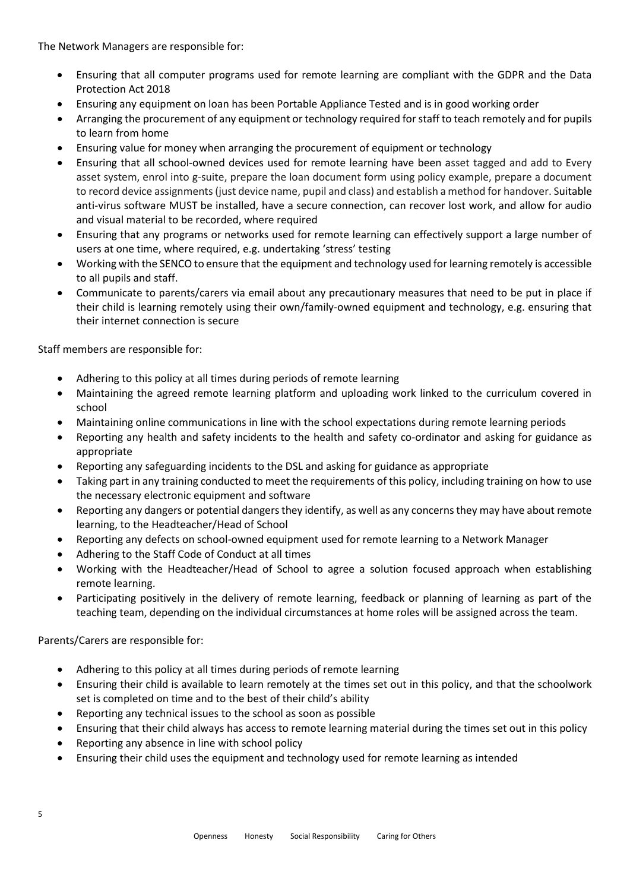The Network Managers are responsible for:

- Ensuring that all computer programs used for remote learning are compliant with the GDPR and the Data Protection Act 2018
- Ensuring any equipment on loan has been Portable Appliance Tested and is in good working order
- Arranging the procurement of any equipment or technology required for staff to teach remotely and for pupils to learn from home
- Ensuring value for money when arranging the procurement of equipment or technology
- Ensuring that all school-owned devices used for remote learning have been asset tagged and add to Every asset system, enrol into g-suite, prepare the loan document form using policy example, prepare a document to record device assignments (just device name, pupil and class) and establish a method for handover. Suitable anti-virus software MUST be installed, have a secure connection, can recover lost work, and allow for audio and visual material to be recorded, where required
- Ensuring that any programs or networks used for remote learning can effectively support a large number of users at one time, where required, e.g. undertaking 'stress' testing
- Working with the SENCO to ensure that the equipment and technology used for learning remotely is accessible to all pupils and staff.
- Communicate to parents/carers via email about any precautionary measures that need to be put in place if their child is learning remotely using their own/family-owned equipment and technology, e.g. ensuring that their internet connection is secure

Staff members are responsible for:

- Adhering to this policy at all times during periods of remote learning
- Maintaining the agreed remote learning platform and uploading work linked to the curriculum covered in school
- Maintaining online communications in line with the school expectations during remote learning periods
- Reporting any health and safety incidents to the health and safety co-ordinator and asking for guidance as appropriate
- Reporting any safeguarding incidents to the DSL and asking for guidance as appropriate
- Taking part in any training conducted to meet the requirements of this policy, including training on how to use the necessary electronic equipment and software
- Reporting any dangers or potential dangers they identify, as well as any concerns they may have about remote learning, to the Headteacher/Head of School
- Reporting any defects on school-owned equipment used for remote learning to a Network Manager
- Adhering to the Staff Code of Conduct at all times
- Working with the Headteacher/Head of School to agree a solution focused approach when establishing remote learning.
- Participating positively in the delivery of remote learning, feedback or planning of learning as part of the teaching team, depending on the individual circumstances at home roles will be assigned across the team.

Parents/Carers are responsible for:

- Adhering to this policy at all times during periods of remote learning
- Ensuring their child is available to learn remotely at the times set out in this policy, and that the schoolwork set is completed on time and to the best of their child's ability
- Reporting any technical issues to the school as soon as possible
- Ensuring that their child always has access to remote learning material during the times set out in this policy
- Reporting any absence in line with school policy
- Ensuring their child uses the equipment and technology used for remote learning as intended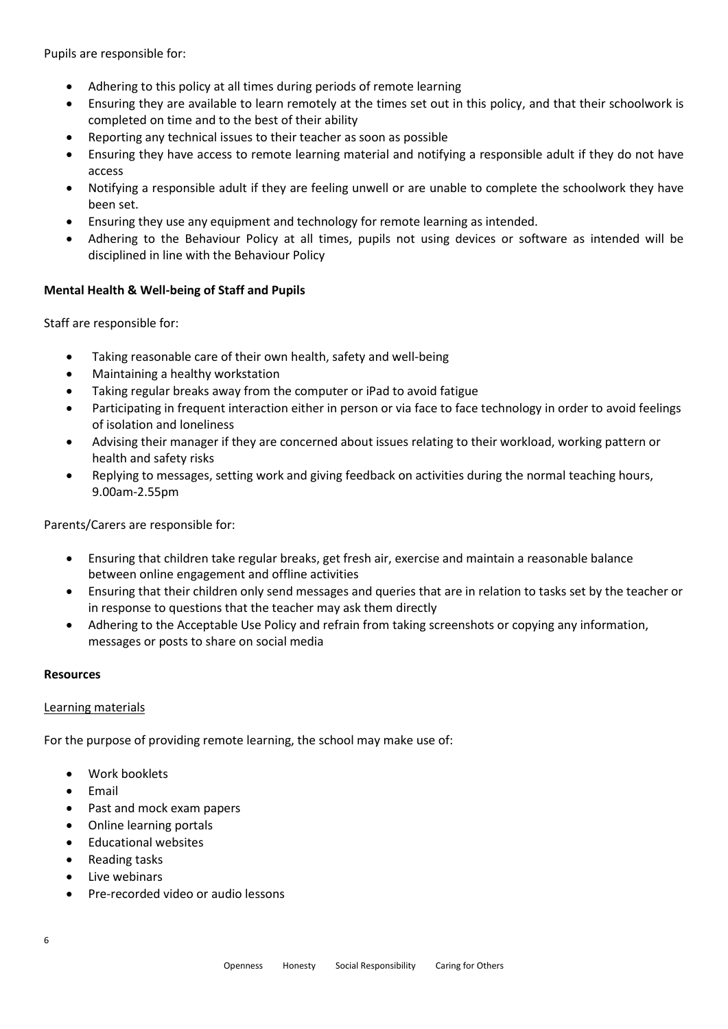Pupils are responsible for:

- Adhering to this policy at all times during periods of remote learning
- Ensuring they are available to learn remotely at the times set out in this policy, and that their schoolwork is completed on time and to the best of their ability
- Reporting any technical issues to their teacher as soon as possible
- Ensuring they have access to remote learning material and notifying a responsible adult if they do not have access
- Notifying a responsible adult if they are feeling unwell or are unable to complete the schoolwork they have been set.
- Ensuring they use any equipment and technology for remote learning as intended.
- Adhering to the Behaviour Policy at all times, pupils not using devices or software as intended will be disciplined in line with the Behaviour Policy

**Mental Health & Well-being of Staff and Pupils**

Staff are responsible for:

- Taking reasonable care of their own health, safety and well-being
- Maintaining a healthy workstation
- Taking regular breaks away from the computer or iPad to avoid fatigue
- Participating in frequent interaction either in person or via face to face technology in order to avoid feelings of isolation and loneliness
- Advising their manager if they are concerned about issues relating to their workload, working pattern or health and safety risks
- Replying to messages, setting work and giving feedback on activities during the normal teaching hours, 9.00am-2.55pm

Parents/Carers are responsible for:

- Ensuring that children take regular breaks, get fresh air, exercise and maintain a reasonable balance between online engagement and offline activities
- Ensuring that their children only send messages and queries that are in relation to tasks set by the teacher or in response to questions that the teacher may ask them directly
- Adhering to the Acceptable Use Policy and refrain from taking screenshots or copying any information, messages or posts to share on social media

**Resources**

Learning materials

For the purpose of providing remote learning, the school may make use of:

- Work booklets
- Email
- Past and mock exam papers
- Online learning portals
- Educational websites
- Reading tasks
- Live webinars
- Pre-recorded video or audio lessons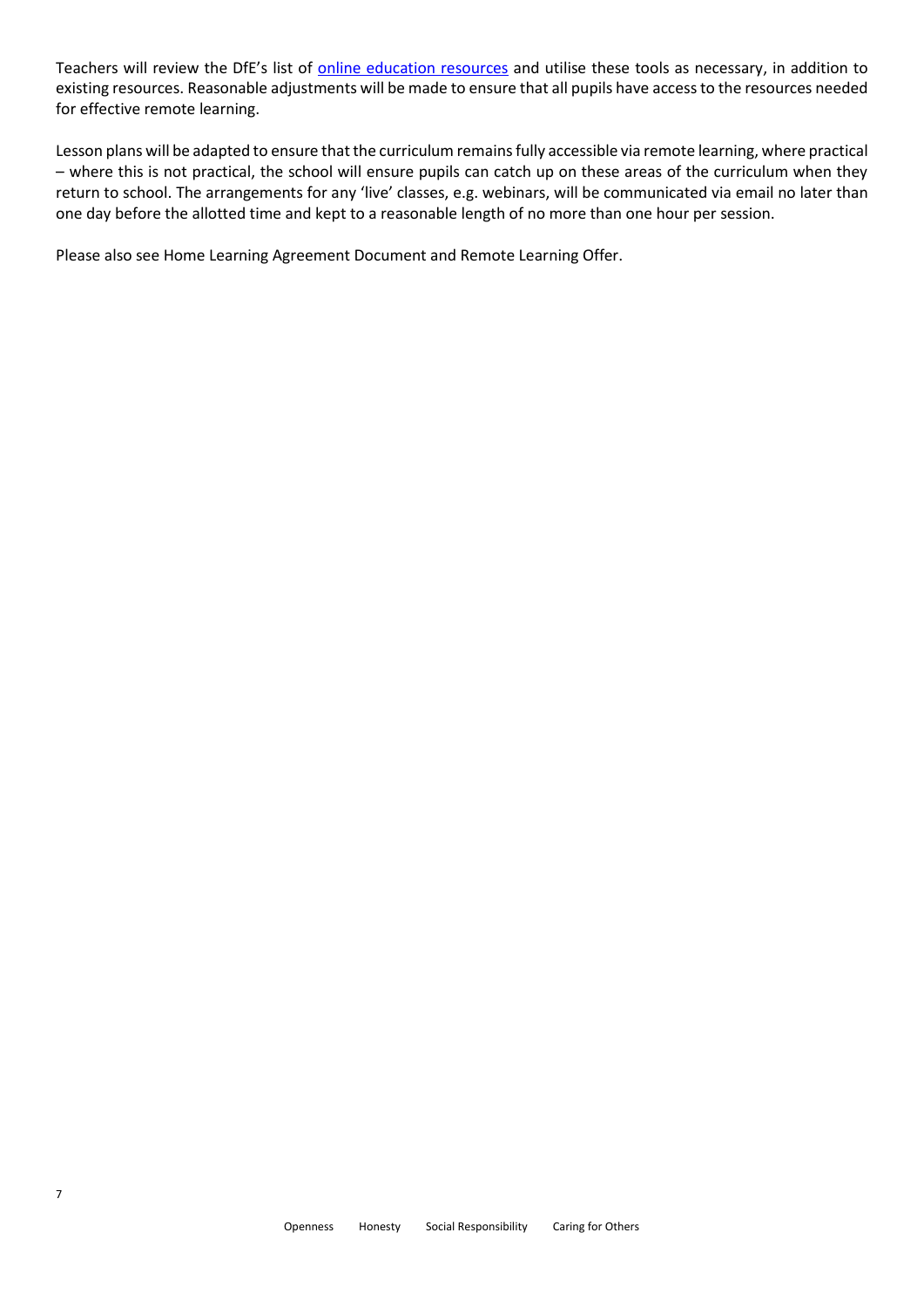Teachers will review the DfE's list of online education resources and utilise these tools as necessary, in addition to existing resources. Reasonable adjustments will be made to ensure that all pupils have access to the resources needed for effective remote learning.

Lesson plans will be adapted to ensure that the curriculum remains fully accessible via remote learning, where practical – where this is not practical, the school will ensure pupils can catch up on these areas of the curriculum when they return to school. The arrangements for any 'live' classes, e.g. webinars, will be communicated via email no later than one day before the allotted time and kept to a reasonable length of no more than one hour per session.

Please also see Home Learning Agreement Document and Remote Learning Offer.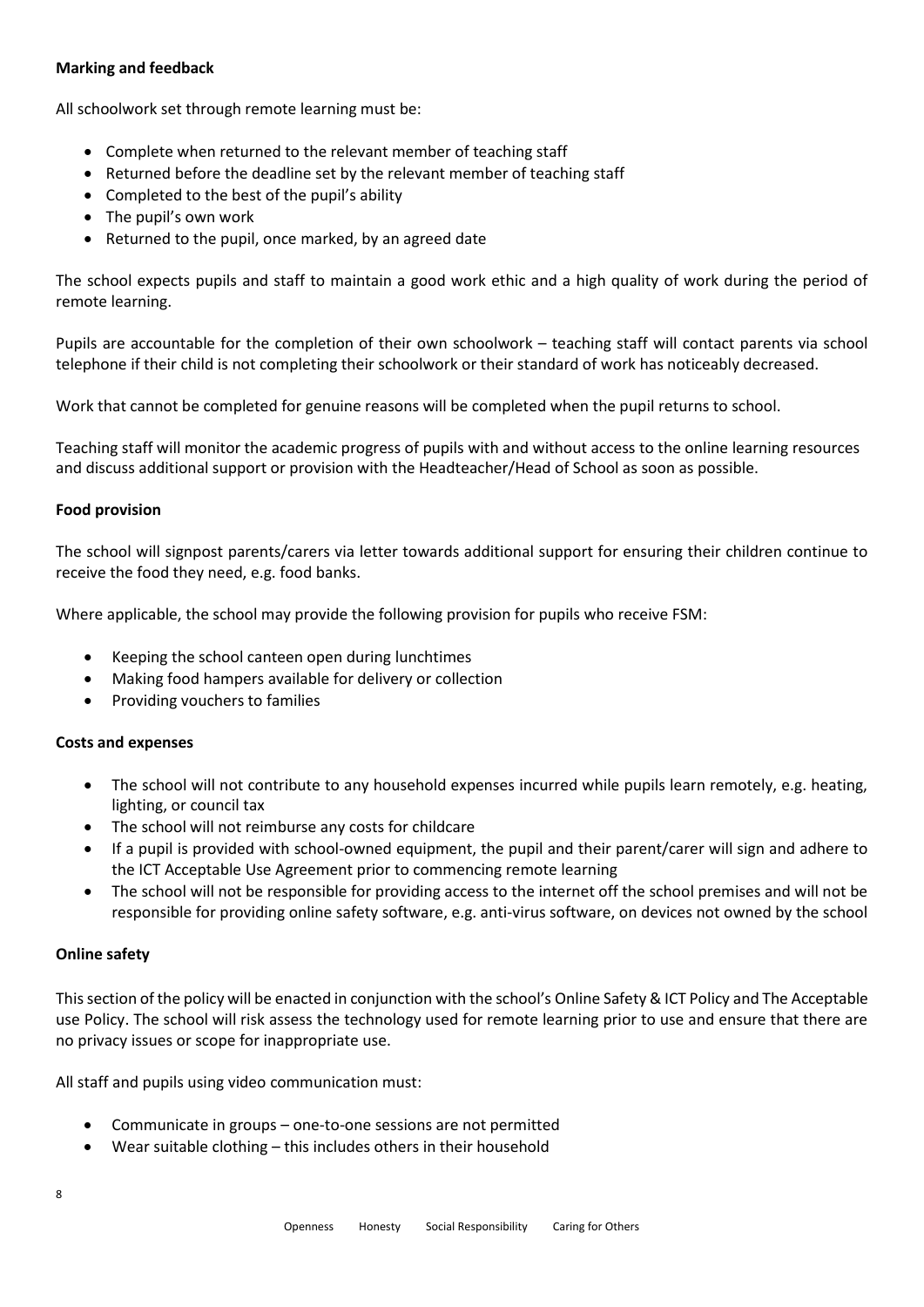**Marking and feedback**

All schoolwork set through remote learning must be:

- Complete when returned to the relevant member of teaching staff
- Returned before the deadline set by the relevant member of teaching staff
- Completed to the best of the pupil's ability
- The pupil's own work
- Returned to the pupil, once marked, by an agreed date

The school expects pupils and staff to maintain a good work ethic and a high quality of work during the period of remote learning.

Pupils are accountable for the completion of their own schoolwork – teaching staff will contact parents via school telephone if their child is not completing their schoolwork or their standard of work has noticeably decreased.

Work that cannot be completed for genuine reasons will be completed when the pupil returns to school.

Teaching staff will monitor the academic progress of pupils with and without access to the online learning resources and discuss additional support or provision with the Headteacher/Head of School as soon as possible.

**Food provision**

The school will signpost parents/carers via letter towards additional support for ensuring their children continue to receive the food they need, e.g. food banks.

Where applicable, the school may provide the following provision for pupils who receive FSM:

- Keeping the school canteen open during lunchtimes
- Making food hampers available for delivery or collection
- Providing vouchers to families

**Costs and expenses**

- The school will not contribute to any household expenses incurred while pupils learn remotely, e.g. heating, lighting, or council tax
- The school will not reimburse any costs for childcare
- If a pupil is provided with school-owned equipment, the pupil and their parent/carer will sign and adhere to the ICT Acceptable Use Agreement prior to commencing remote learning
- The school will not be responsible for providing access to the internet off the school premises and will not be responsible for providing online safety software, e.g. anti-virus software, on devices not owned by the school

**Online safety**

This section of the policy will be enacted in conjunction with the school's Online Safety & ICT Policy and The Acceptable use Policy. The school will risk assess the technology used for remote learning prior to use and ensure that there are no privacy issues or scope for inappropriate use.

All staff and pupils using video communication must:

- Communicate in groups – one-to-one sessions are not permitted
- Wear suitable clothing – this includes others in their household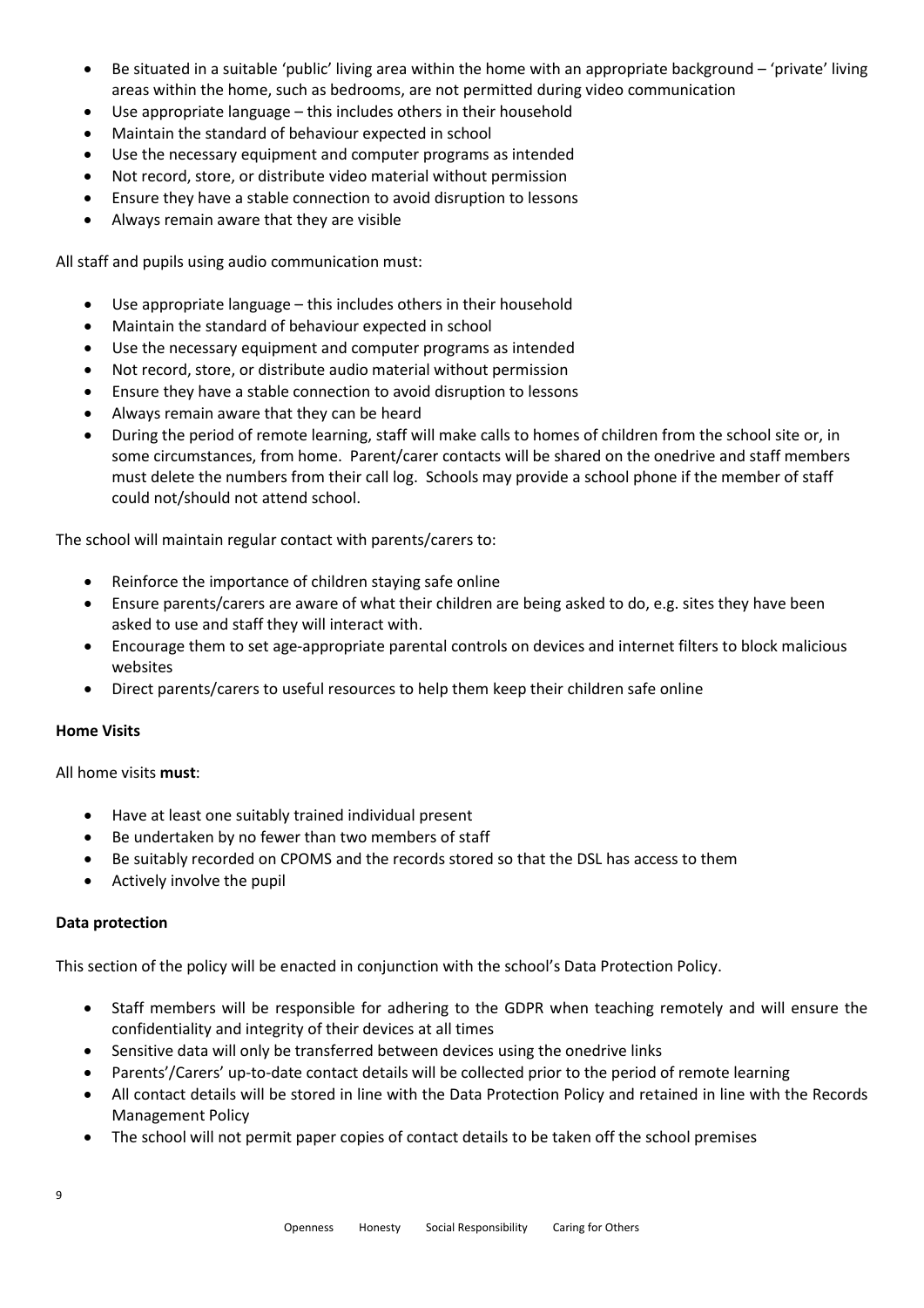- Be situated in a suitable 'public' living area within the home with an appropriate background – 'private' living areas within the home, such as bedrooms, are not permitted during video communication
- Use appropriate language – this includes others in their household
- Maintain the standard of behaviour expected in school
- Use the necessary equipment and computer programs as intended
- Not record, store, or distribute video material without permission
- Ensure they have a stable connection to avoid disruption to lessons
- Always remain aware that they are visible

All staff and pupils using audio communication must:

- Use appropriate language – this includes others in their household
- Maintain the standard of behaviour expected in school
- Use the necessary equipment and computer programs as intended
- Not record, store, or distribute audio material without permission
- Ensure they have a stable connection to avoid disruption to lessons
- Always remain aware that they can be heard
- During the period of remote learning, staff will make calls to homes of children from the school site or, in some circumstances, from home. Parent/carer contacts will be shared on the onedrive and staff members must delete the numbers from their call log. Schools may provide a school phone if the member of staff could not/should not attend school.

The school will maintain regular contact with parents/carers to:

- Reinforce the importance of children staying safe online
- Ensure parents/carers are aware of what their children are being asked to do, e.g. sites they have been asked to use and staff they will interact with.
- Encourage them to set age-appropriate parental controls on devices and internet filters to block malicious websites
- Direct parents/carers to useful resources to help them keep their children safe online

**Home Visits**

All home visits **must**:

- Have at least one suitably trained individual present
- Be undertaken by no fewer than two members of staff
- Be suitably recorded on CPOMS and the records stored so that the DSL has access to them
- Actively involve the pupil

**Data protection**

This section of the policy will be enacted in conjunction with the school's Data Protection Policy.

- Staff members will be responsible for adhering to the GDPR when teaching remotely and will ensure the confidentiality and integrity of their devices at all times
- Sensitive data will only be transferred between devices using the onedrive links
- Parents'/Carers' up-to-date contact details will be collected prior to the period of remote learning
- All contact details will be stored in line with the Data Protection Policy and retained in line with the Records Management Policy
- The school will not permit paper copies of contact details to be taken off the school premises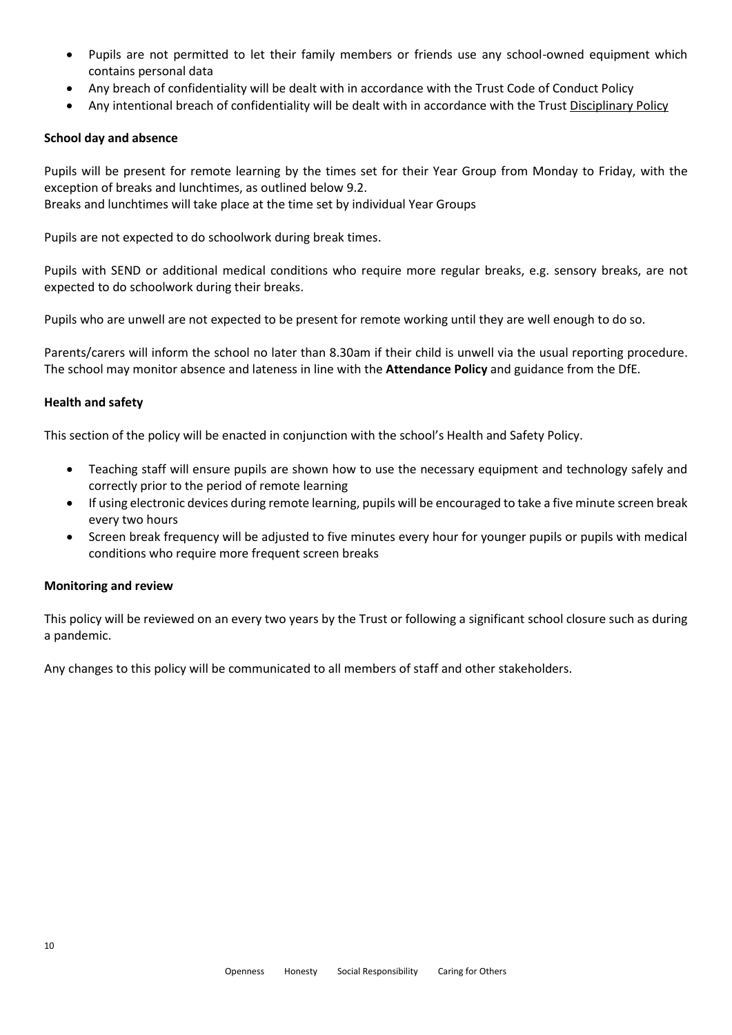- Pupils are not permitted to let their family members or friends use any school-owned equipment which contains personal data
- Any breach of confidentiality will be dealt with in accordance with the Trust Code of Conduct Policy
- Any intentional breach of confidentiality will be dealt with in accordance with the Trust Disciplinary Policy

**School day and absence**

Pupils will be present for remote learning by the times set for their Year Group from Monday to Friday, with the exception of breaks and lunchtimes, as outlined below 9.2.
Breaks and lunchtimes will take place at the time set by individual Year Groups

Pupils are not expected to do schoolwork during break times.

Pupils with SEND or additional medical conditions who require more regular breaks, e.g. sensory breaks, are not expected to do schoolwork during their breaks.

Pupils who are unwell are not expected to be present for remote working until they are well enough to do so.

Parents/carers will inform the school no later than 8.30am if their child is unwell via the usual reporting procedure. The school may monitor absence and lateness in line with the **Attendance Policy** and guidance from the DfE.

**Health and safety**

This section of the policy will be enacted in conjunction with the school's Health and Safety Policy.

- Teaching staff will ensure pupils are shown how to use the necessary equipment and technology safely and correctly prior to the period of remote learning
- If using electronic devices during remote learning, pupils will be encouraged to take a five minute screen break every two hours
- Screen break frequency will be adjusted to five minutes every hour for younger pupils or pupils with medical conditions who require more frequent screen breaks

**Monitoring and review**

This policy will be reviewed on an every two years by the Trust or following a significant school closure such as during a pandemic.

Any changes to this policy will be communicated to all members of staff and other stakeholders.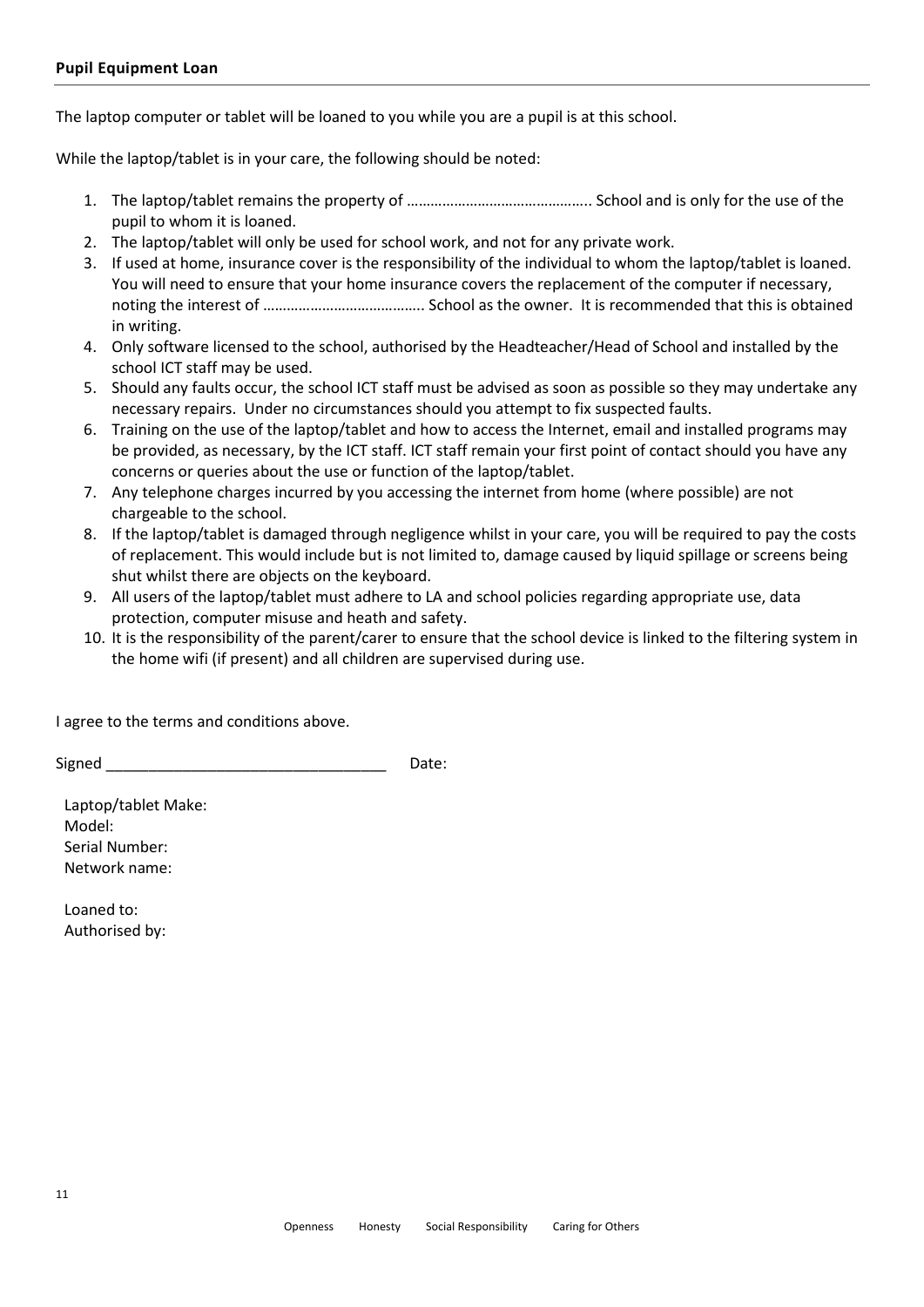**Pupil Equipment Loan**

The laptop computer or tablet will be loaned to you while you are a pupil is at this school.

While the laptop/tablet is in your care, the following should be noted:

1. The laptop/tablet remains the property of ……………………………………….. School and is only for the use of the pupil to whom it is loaned.
2. The laptop/tablet will only be used for school work, and not for any private work.
3. If used at home, insurance cover is the responsibility of the individual to whom the laptop/tablet is loaned. You will need to ensure that your home insurance covers the replacement of the computer if necessary, noting the interest of ………………………………….. School as the owner. It is recommended that this is obtained in writing.
4. Only software licensed to the school, authorised by the Headteacher/Head of School and installed by the school ICT staff may be used.
5. Should any faults occur, the school ICT staff must be advised as soon as possible so they may undertake any necessary repairs. Under no circumstances should you attempt to fix suspected faults.
6. Training on the use of the laptop/tablet and how to access the Internet, email and installed programs may be provided, as necessary, by the ICT staff. ICT staff remain your first point of contact should you have any concerns or queries about the use or function of the laptop/tablet.
7. Any telephone charges incurred by you accessing the internet from home (where possible) are not chargeable to the school.
8. If the laptop/tablet is damaged through negligence whilst in your care, you will be required to pay the costs of replacement. This would include but is not limited to, damage caused by liquid spillage or screens being shut whilst there are objects on the keyboard.
9. All users of the laptop/tablet must adhere to LA and school policies regarding appropriate use, data protection, computer misuse and heath and safety.
10. It is the responsibility of the parent/carer to ensure that the school device is linked to the filtering system in the home wifi (if present) and all children are supervised during use.

I agree to the terms and conditions above.

Signed _________________________________ Date:

Laptop/tablet Make:
Model:
Serial Number:
Network name:

Loaned to:
Authorised by:

Openness Honesty Social Responsibility Caring for Others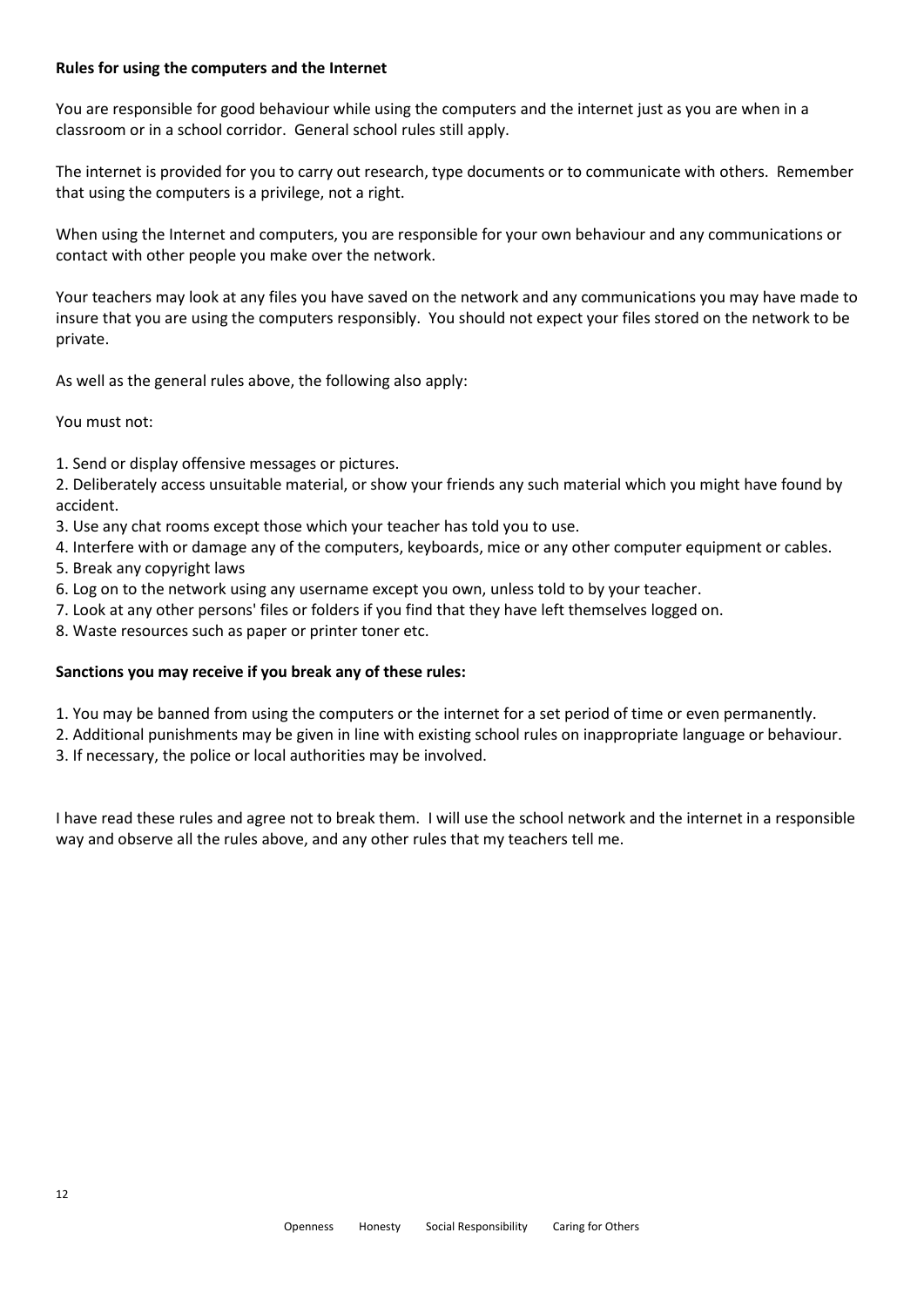**Rules for using the computers and the Internet**

You are responsible for good behaviour while using the computers and the internet just as you are when in a classroom or in a school corridor. General school rules still apply.

The internet is provided for you to carry out research, type documents or to communicate with others. Remember that using the computers is a privilege, not a right.

When using the Internet and computers, you are responsible for your own behaviour and any communications or contact with other people you make over the network.

Your teachers may look at any files you have saved on the network and any communications you may have made to insure that you are using the computers responsibly. You should not expect your files stored on the network to be private.

As well as the general rules above, the following also apply:

You must not:

1. Send or display offensive messages or pictures.
2. Deliberately access unsuitable material, or show your friends any such material which you might have found by accident.
3. Use any chat rooms except those which your teacher has told you to use.
4. Interfere with or damage any of the computers, keyboards, mice or any other computer equipment or cables.
5. Break any copyright laws
6. Log on to the network using any username except you own, unless told to by your teacher.
7. Look at any other persons' files or folders if you find that they have left themselves logged on.
8. Waste resources such as paper or printer toner etc.

**Sanctions you may receive if you break any of these rules:**

1. You may be banned from using the computers or the internet for a set period of time or even permanently.
2. Additional punishments may be given in line with existing school rules on inappropriate language or behaviour.
3. If necessary, the police or local authorities may be involved.

I have read these rules and agree not to break them. I will use the school network and the internet in a responsible way and observe all the rules above, and any other rules that my teachers tell me.